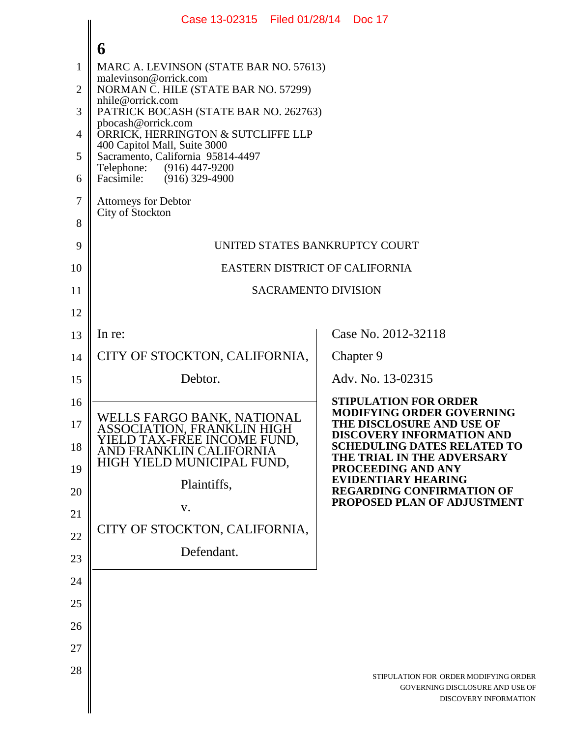MARC A. LEVINSON (STATE BAR NO. 57613)
malevinson@orrick.com
NORMAN C. HILE (STATE BAR NO. 57299)
nhile@orrick.com
PATRICK BOCASH (STATE BAR NO. 262763)
pbocash@orrick.com
ORRICK, HERRINGTON & SUTCLIFFE LLP
400 Capitol Mall, Suite 3000
Sacramento, California 95814-4497
Telephone: (916) 447-9200
Facsimile: (916) 329-4900

Attorneys for Debtor
City of Stockton

UNITED STATES BANKRUPTCY COURT

EASTERN DISTRICT OF CALIFORNIA

SACRAMENTO DIVISION

| | |
|---|---|
| In re: | Case No. 2012-32118 |
| CITY OF STOCKTON, CALIFORNIA, | Chapter 9 |
| Debtor. | Adv. No. 13-02315 |
| WELLS FARGO BANK, NATIONAL ASSOCIATION, FRANKLIN HIGH YIELD TAX-FREE INCOME FUND, AND FRANKLIN CALIFORNIA HIGH YIELD MUNICIPAL FUND, Plaintiffs, v. CITY OF STOCKTON, CALIFORNIA, Defendant. | **STIPULATION FOR ORDER MODIFYING ORDER GOVERNING THE DISCLOSURE AND USE OF DISCOVERY INFORMATION AND SCHEDULING DATES RELATED TO THE TRIAL IN THE ADVERSARY PROCEEDING AND ANY EVIDENTIARY HEARING REGARDING CONFIRMATION OF PROPOSED PLAN OF ADJUSTMENT** |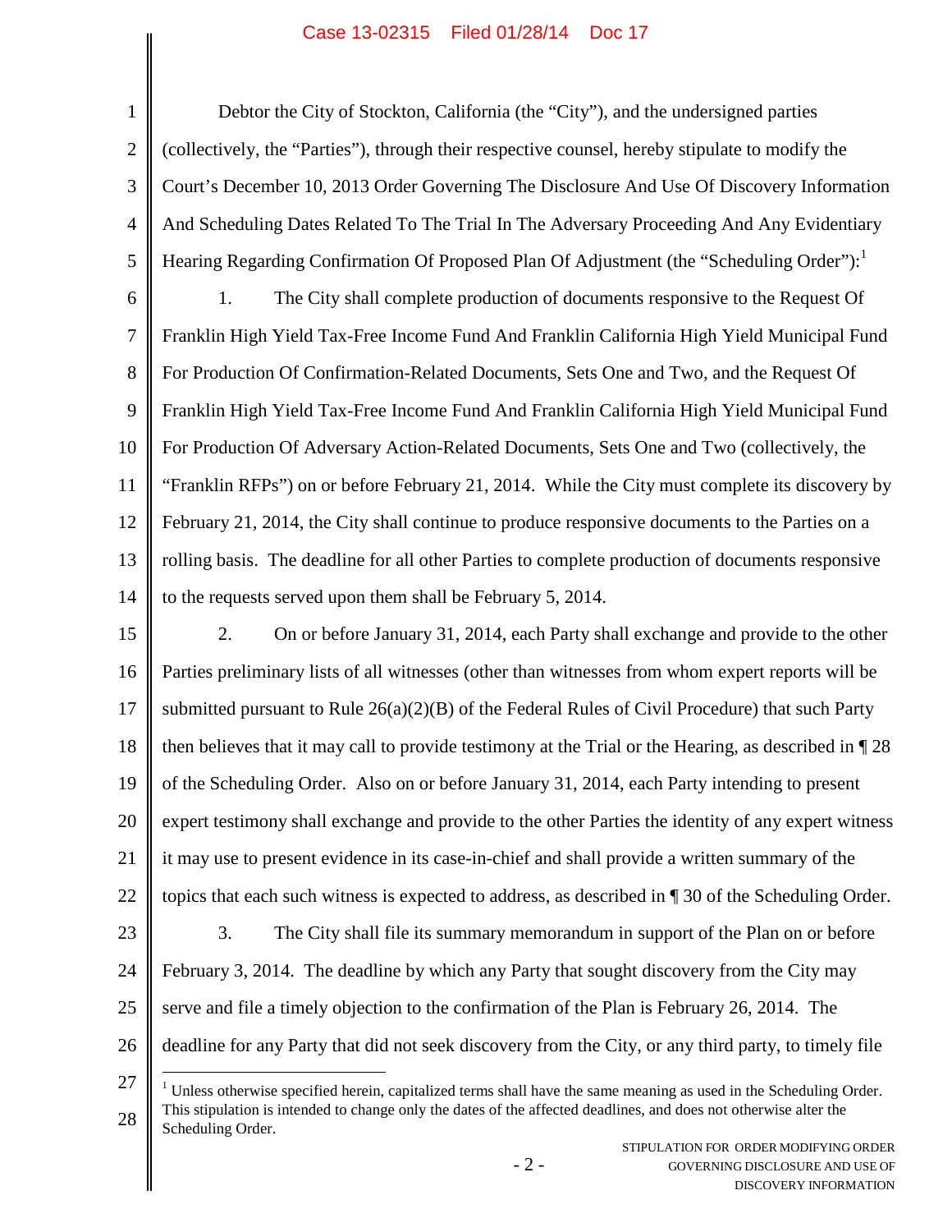Debtor the City of Stockton, California (the "City"), and the undersigned parties (collectively, the "Parties"), through their respective counsel, hereby stipulate to modify the Court's December 10, 2013 Order Governing The Disclosure And Use Of Discovery Information And Scheduling Dates Related To The Trial In The Adversary Proceeding And Any Evidentiary Hearing Regarding Confirmation Of Proposed Plan Of Adjustment (the "Scheduling Order"):[1]

1. The City shall complete production of documents responsive to the Request Of Franklin High Yield Tax-Free Income Fund And Franklin California High Yield Municipal Fund For Production Of Confirmation-Related Documents, Sets One and Two, and the Request Of Franklin High Yield Tax-Free Income Fund And Franklin California High Yield Municipal Fund For Production Of Adversary Action-Related Documents, Sets One and Two (collectively, the "Franklin RFPs") on or before February 21, 2014. While the City must complete its discovery by February 21, 2014, the City shall continue to produce responsive documents to the Parties on a rolling basis. The deadline for all other Parties to complete production of documents responsive to the requests served upon them shall be February 5, 2014.

2. On or before January 31, 2014, each Party shall exchange and provide to the other Parties preliminary lists of all witnesses (other than witnesses from whom expert reports will be submitted pursuant to Rule 26(a)(2)(B) of the Federal Rules of Civil Procedure) that such Party then believes that it may call to provide testimony at the Trial or the Hearing, as described in ¶ 28 of the Scheduling Order. Also on or before January 31, 2014, each Party intending to present expert testimony shall exchange and provide to the other Parties the identity of any expert witness it may use to present evidence in its case-in-chief and shall provide a written summary of the topics that each such witness is expected to address, as described in ¶ 30 of the Scheduling Order.

3. The City shall file its summary memorandum in support of the Plan on or before February 3, 2014. The deadline by which any Party that sought discovery from the City may serve and file a timely objection to the confirmation of the Plan is February 26, 2014. The deadline for any Party that did not seek discovery from the City, or any third party, to timely file

[1] Unless otherwise specified herein, capitalized terms shall have the same meaning as used in the Scheduling Order. This stipulation is intended to change only the dates of the affected deadlines, and does not otherwise alter the Scheduling Order.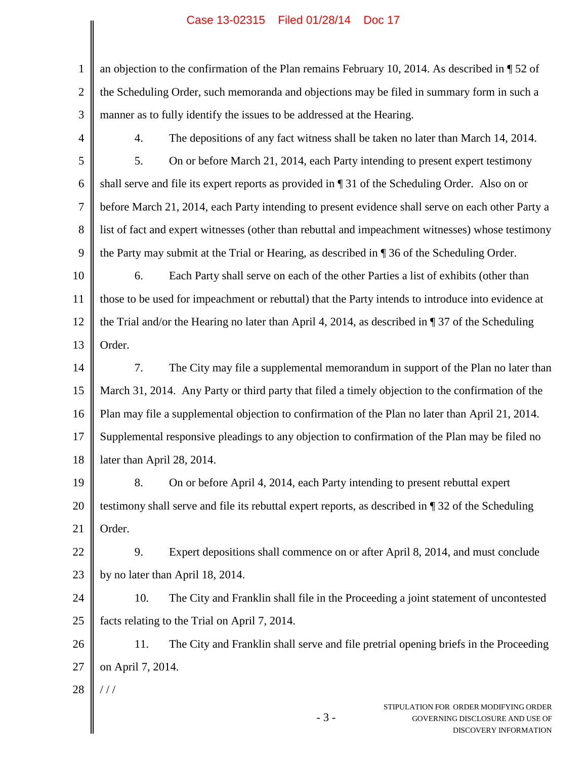an objection to the confirmation of the Plan remains February 10, 2014. As described in ¶ 52 of the Scheduling Order, such memoranda and objections may be filed in summary form in such a manner as to fully identify the issues to be addressed at the Hearing.

4. The depositions of any fact witness shall be taken no later than March 14, 2014.

5. On or before March 21, 2014, each Party intending to present expert testimony shall serve and file its expert reports as provided in ¶ 31 of the Scheduling Order. Also on or before March 21, 2014, each Party intending to present evidence shall serve on each other Party a list of fact and expert witnesses (other than rebuttal and impeachment witnesses) whose testimony the Party may submit at the Trial or Hearing, as described in ¶ 36 of the Scheduling Order.

6. Each Party shall serve on each of the other Parties a list of exhibits (other than those to be used for impeachment or rebuttal) that the Party intends to introduce into evidence at the Trial and/or the Hearing no later than April 4, 2014, as described in ¶ 37 of the Scheduling Order.

7. The City may file a supplemental memorandum in support of the Plan no later than March 31, 2014. Any Party or third party that filed a timely objection to the confirmation of the Plan may file a supplemental objection to confirmation of the Plan no later than April 21, 2014. Supplemental responsive pleadings to any objection to confirmation of the Plan may be filed no later than April 28, 2014.

8. On or before April 4, 2014, each Party intending to present rebuttal expert testimony shall serve and file its rebuttal expert reports, as described in ¶ 32 of the Scheduling Order.

9. Expert depositions shall commence on or after April 8, 2014, and must conclude by no later than April 18, 2014.

10. The City and Franklin shall file in the Proceeding a joint statement of uncontested facts relating to the Trial on April 7, 2014.

11. The City and Franklin shall serve and file pretrial opening briefs in the Proceeding on April 7, 2014.

/ / /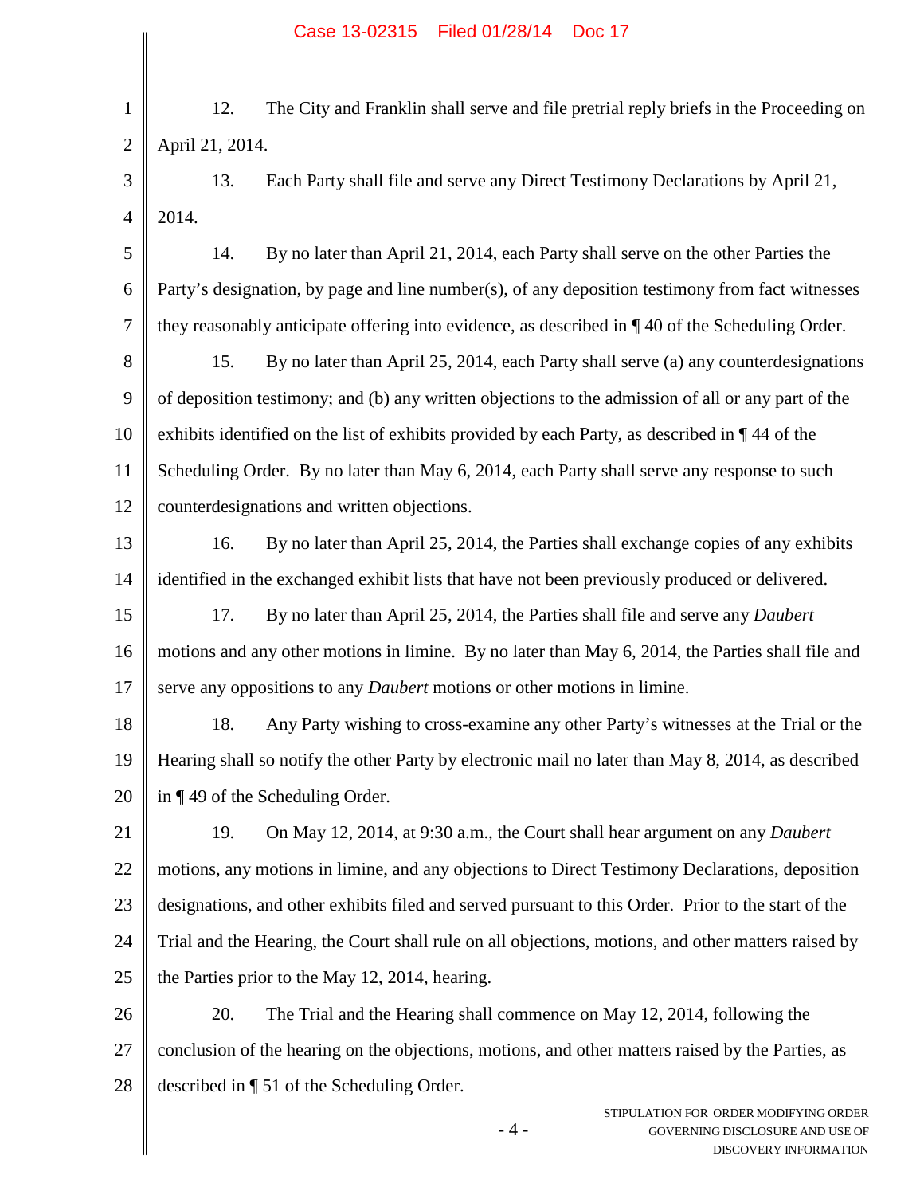12. The City and Franklin shall serve and file pretrial reply briefs in the Proceeding on April 21, 2014.

13. Each Party shall file and serve any Direct Testimony Declarations by April 21, 2014.

14. By no later than April 21, 2014, each Party shall serve on the other Parties the Party's designation, by page and line number(s), of any deposition testimony from fact witnesses they reasonably anticipate offering into evidence, as described in ¶ 40 of the Scheduling Order.

15. By no later than April 25, 2014, each Party shall serve (a) any counterdesignations of deposition testimony; and (b) any written objections to the admission of all or any part of the exhibits identified on the list of exhibits provided by each Party, as described in ¶ 44 of the Scheduling Order. By no later than May 6, 2014, each Party shall serve any response to such counterdesignations and written objections.

16. By no later than April 25, 2014, the Parties shall exchange copies of any exhibits identified in the exchanged exhibit lists that have not been previously produced or delivered.

17. By no later than April 25, 2014, the Parties shall file and serve any *Daubert* motions and any other motions in limine. By no later than May 6, 2014, the Parties shall file and serve any oppositions to any *Daubert* motions or other motions in limine.

18. Any Party wishing to cross-examine any other Party's witnesses at the Trial or the Hearing shall so notify the other Party by electronic mail no later than May 8, 2014, as described in ¶ 49 of the Scheduling Order.

19. On May 12, 2014, at 9:30 a.m., the Court shall hear argument on any *Daubert* motions, any motions in limine, and any objections to Direct Testimony Declarations, deposition designations, and other exhibits filed and served pursuant to this Order. Prior to the start of the Trial and the Hearing, the Court shall rule on all objections, motions, and other matters raised by the Parties prior to the May 12, 2014, hearing.

20. The Trial and the Hearing shall commence on May 12, 2014, following the conclusion of the hearing on the objections, motions, and other matters raised by the Parties, as described in ¶ 51 of the Scheduling Order.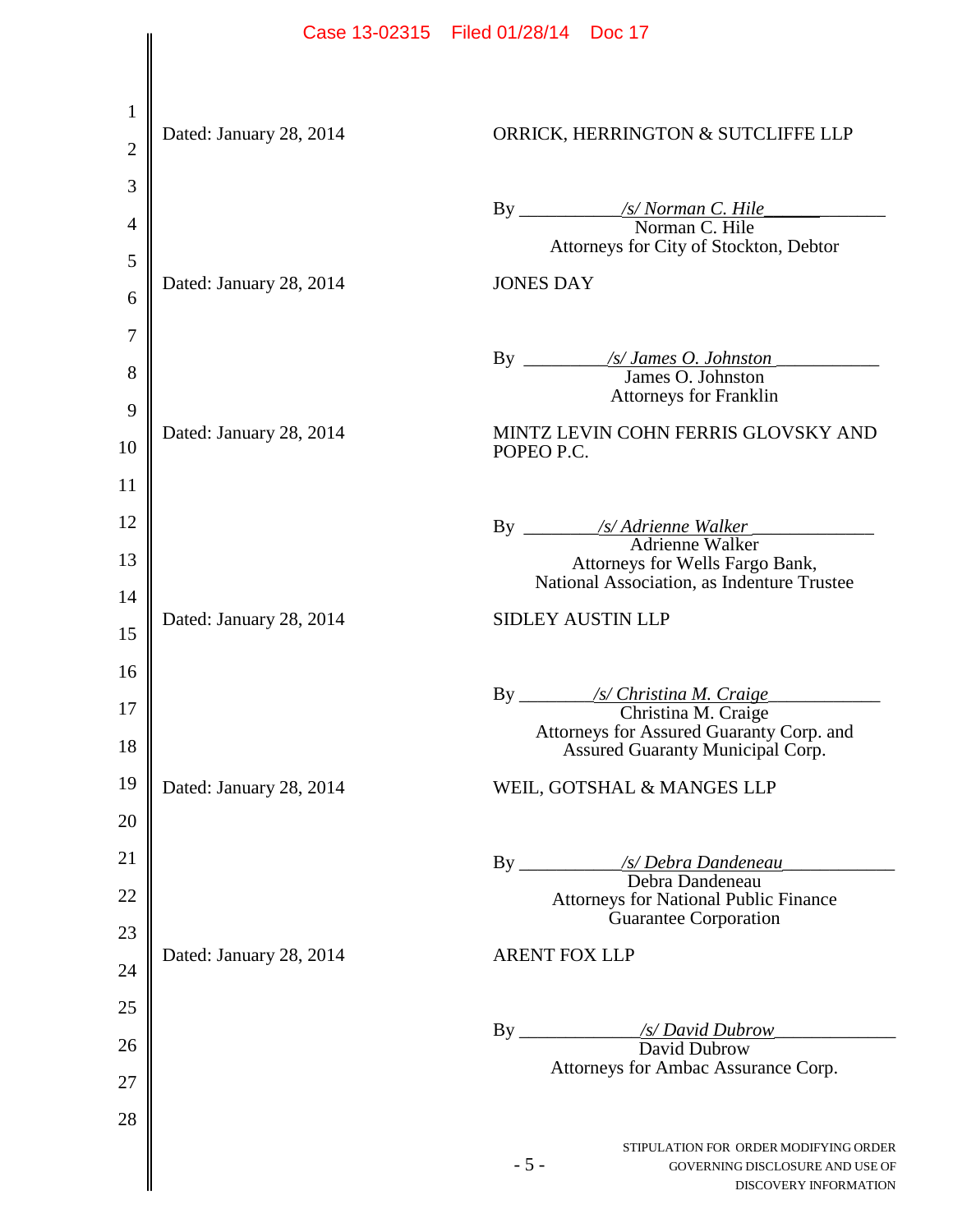Dated: January 28, 2014

ORRICK, HERRINGTON & SUTCLIFFE LLP

By */s/ Norman C. Hile*
Norman C. Hile
Attorneys for City of Stockton, Debtor

Dated: January 28, 2014

JONES DAY

By */s/ James O. Johnston*
James O. Johnston
Attorneys for Franklin

Dated: January 28, 2014

MINTZ LEVIN COHN FERRIS GLOVSKY AND POPEO P.C.

By */s/ Adrienne Walker*
Adrienne Walker
Attorneys for Wells Fargo Bank, National Association, as Indenture Trustee

Dated: January 28, 2014

SIDLEY AUSTIN LLP

By */s/ Christina M. Craige*
Christina M. Craige
Attorneys for Assured Guaranty Corp. and Assured Guaranty Municipal Corp.

Dated: January 28, 2014

WEIL, GOTSHAL & MANGES LLP

By */s/ Debra Dandeneau*
Debra Dandeneau
Attorneys for National Public Finance Guarantee Corporation

Dated: January 28, 2014

ARENT FOX LLP

By */s/ David Dubrow*
David Dubrow
Attorneys for Ambac Assurance Corp.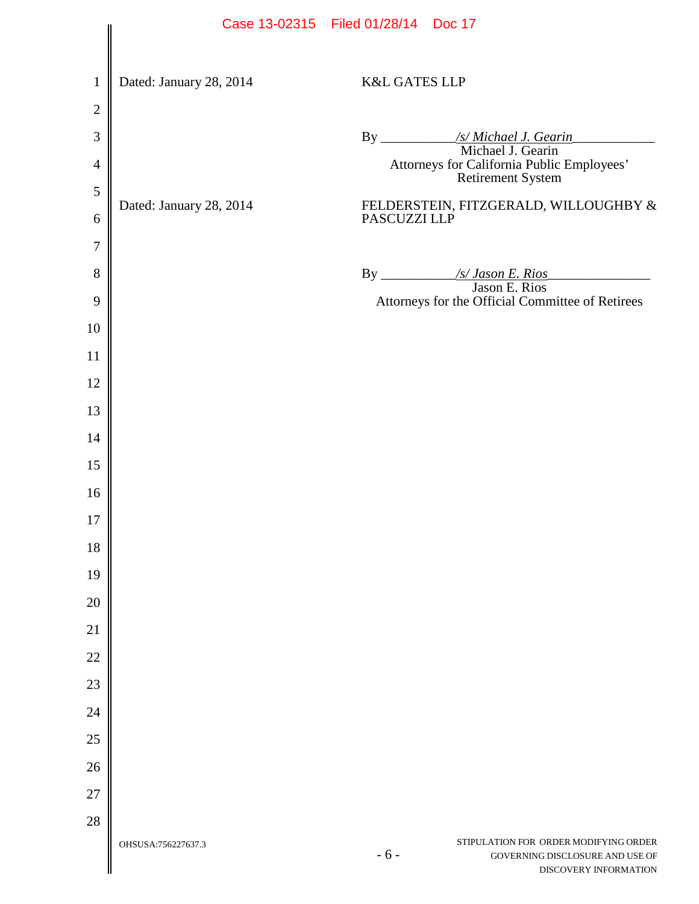Dated: January 28, 2014

K&L GATES LLP

By /s/ Michael J. Gearin
Michael J. Gearin
Attorneys for California Public Employees' Retirement System

Dated: January 28, 2014

FELDERSTEIN, FITZGERALD, WILLOUGHBY & PASCUZZI LLP

By /s/ Jason E. Rios
Jason E. Rios
Attorneys for the Official Committee of Retirees